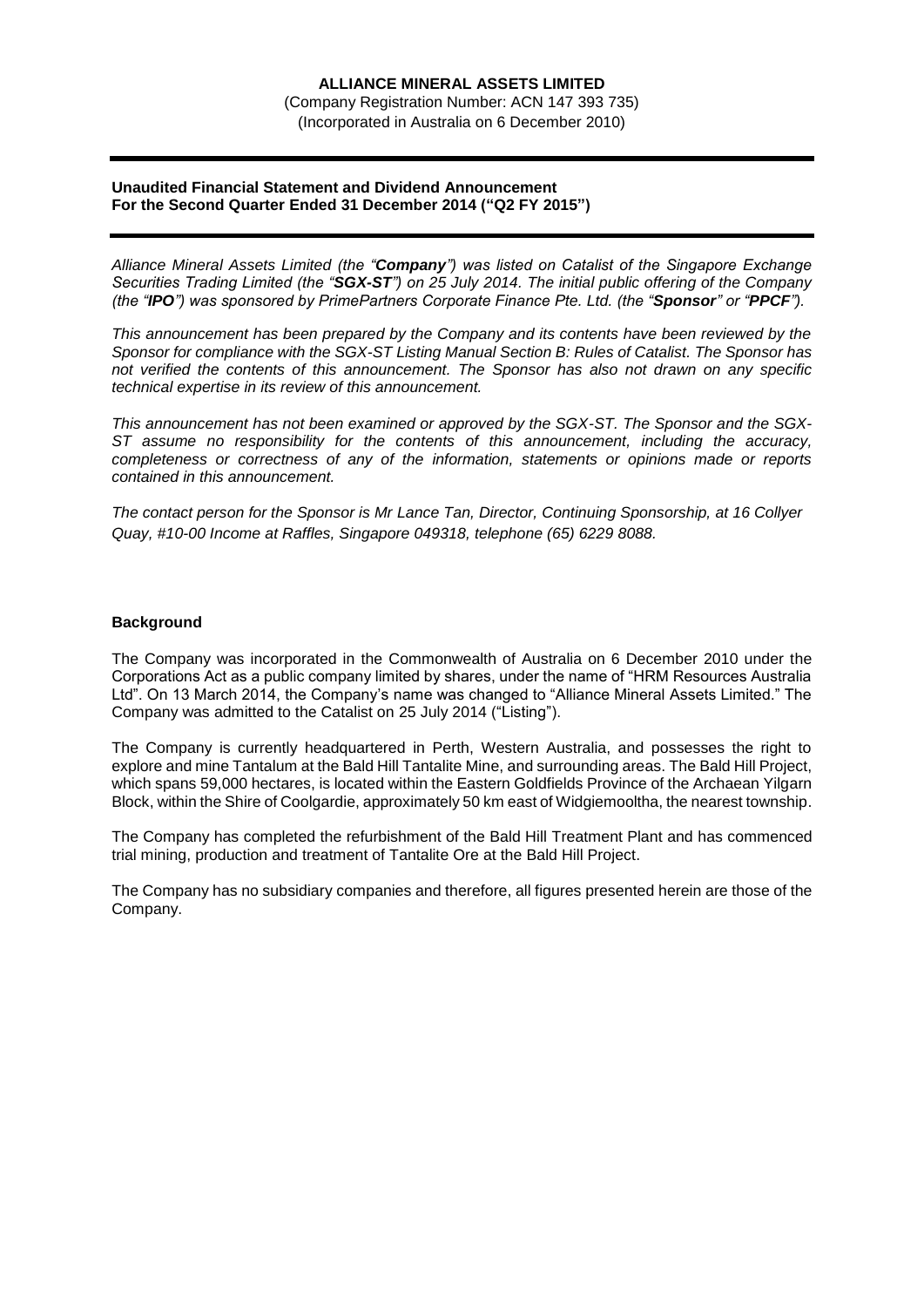# ALLIANCE MINERAL ASSETS LIMITED

(Company Registration Number: ACN 147 393 735)
(Incorporated in Australia on 6 December 2010)

---

**Unaudited Financial Statement and Dividend Announcement**
**For the Second Quarter Ended 31 December 2014 ("Q2 FY 2015")**

---

*Alliance Mineral Assets Limited (the "**Company**") was listed on Catalist of the Singapore Exchange Securities Trading Limited (the "**SGX-ST**") on 25 July 2014. The initial public offering of the Company (the "**IPO**") was sponsored by PrimePartners Corporate Finance Pte. Ltd. (the "**Sponsor**" or "**PPCF**").*

*This announcement has been prepared by the Company and its contents have been reviewed by the Sponsor for compliance with the SGX-ST Listing Manual Section B: Rules of Catalist. The Sponsor has not verified the contents of this announcement. The Sponsor has also not drawn on any specific technical expertise in its review of this announcement.*

*This announcement has not been examined or approved by the SGX-ST. The Sponsor and the SGX-ST assume no responsibility for the contents of this announcement, including the accuracy, completeness or correctness of any of the information, statements or opinions made or reports contained in this announcement.*

*The contact person for the Sponsor is Mr Lance Tan, Director, Continuing Sponsorship, at 16 Collyer Quay, #10-00 Income at Raffles, Singapore 049318, telephone (65) 6229 8088.*

**Background**

The Company was incorporated in the Commonwealth of Australia on 6 December 2010 under the Corporations Act as a public company limited by shares, under the name of "HRM Resources Australia Ltd". On 13 March 2014, the Company's name was changed to "Alliance Mineral Assets Limited." The Company was admitted to the Catalist on 25 July 2014 ("Listing").

The Company is currently headquartered in Perth, Western Australia, and possesses the right to explore and mine Tantalum at the Bald Hill Tantalite Mine, and surrounding areas. The Bald Hill Project, which spans 59,000 hectares, is located within the Eastern Goldfields Province of the Archaean Yilgarn Block, within the Shire of Coolgardie, approximately 50 km east of Widgiemooltha, the nearest township.

The Company has completed the refurbishment of the Bald Hill Treatment Plant and has commenced trial mining, production and treatment of Tantalite Ore at the Bald Hill Project.

The Company has no subsidiary companies and therefore, all figures presented herein are those of the Company.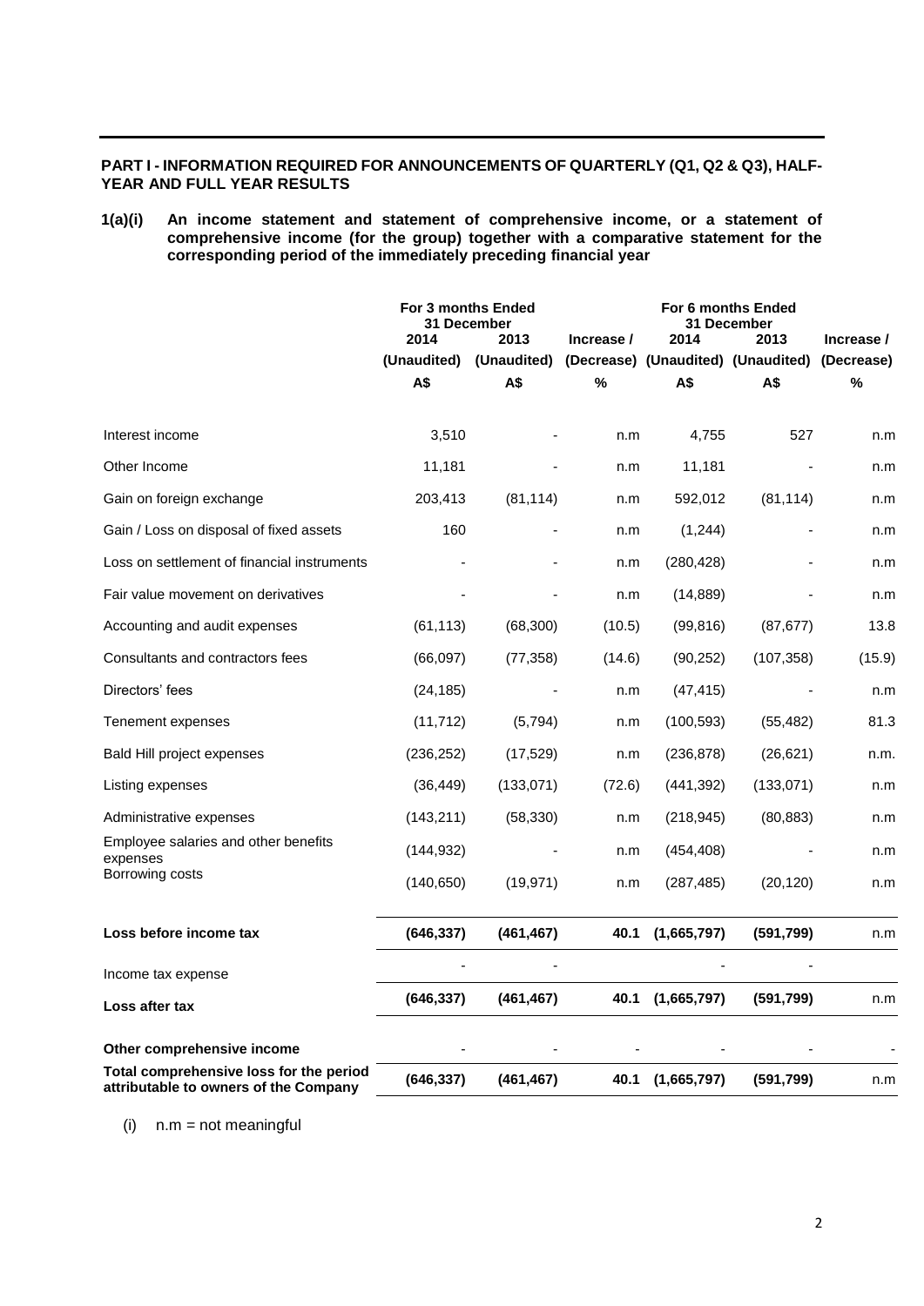**PART I - INFORMATION REQUIRED FOR ANNOUNCEMENTS OF QUARTERLY (Q1, Q2 & Q3), HALF-YEAR AND FULL YEAR RESULTS**

**1(a)(i) An income statement and statement of comprehensive income, or a statement of comprehensive income (for the group) together with a comparative statement for the corresponding period of the immediately preceding financial year**

| | For 3 months Ended 31 December | | | For 6 months Ended 31 December | | |
|---|---|---|---|---|---|---|
| | 2014 | 2013 | Increase / | 2014 | 2013 | Increase / |
| | (Unaudited) | (Unaudited) | (Decrease) | (Unaudited) | (Unaudited) | (Decrease) |
| | A$ | A$ | % | A$ | A$ | % |
| Interest income | 3,510 | - | n.m | 4,755 | 527 | n.m |
| Other Income | 11,181 | - | n.m | 11,181 | - | n.m |
| Gain on foreign exchange | 203,413 | (81,114) | n.m | 592,012 | (81,114) | n.m |
| Gain / Loss on disposal of fixed assets | 160 | - | n.m | (1,244) | - | n.m |
| Loss on settlement of financial instruments | - | - | n.m | (280,428) | - | n.m |
| Fair value movement on derivatives | - | - | n.m | (14,889) | - | n.m |
| Accounting and audit expenses | (61,113) | (68,300) | (10.5) | (99,816) | (87,677) | 13.8 |
| Consultants and contractors fees | (66,097) | (77,358) | (14.6) | (90,252) | (107,358) | (15.9) |
| Directors' fees | (24,185) | - | n.m | (47,415) | - | n.m |
| Tenement expenses | (11,712) | (5,794) | n.m | (100,593) | (55,482) | 81.3 |
| Bald Hill project expenses | (236,252) | (17,529) | n.m | (236,878) | (26,621) | n.m. |
| Listing expenses | (36,449) | (133,071) | (72.6) | (441,392) | (133,071) | n.m |
| Administrative expenses | (143,211) | (58,330) | n.m | (218,945) | (80,883) | n.m |
| Employee salaries and other benefits expenses | (144,932) | - | n.m | (454,408) | - | n.m |
| Borrowing costs | (140,650) | (19,971) | n.m | (287,485) | (20,120) | n.m |
| **Loss before income tax** | **(646,337)** | **(461,467)** | **40.1** | **(1,665,797)** | **(591,799)** | n.m |
| Income tax expense | - | - | | - | - | |
| **Loss after tax** | **(646,337)** | **(461,467)** | **40.1** | **(1,665,797)** | **(591,799)** | n.m |
| **Other comprehensive income** | - | - | - | - | - | - |
| **Total comprehensive loss for the period attributable to owners of the Company** | **(646,337)** | **(461,467)** | **40.1** | **(1,665,797)** | **(591,799)** | n.m |

(i) n.m = not meaningful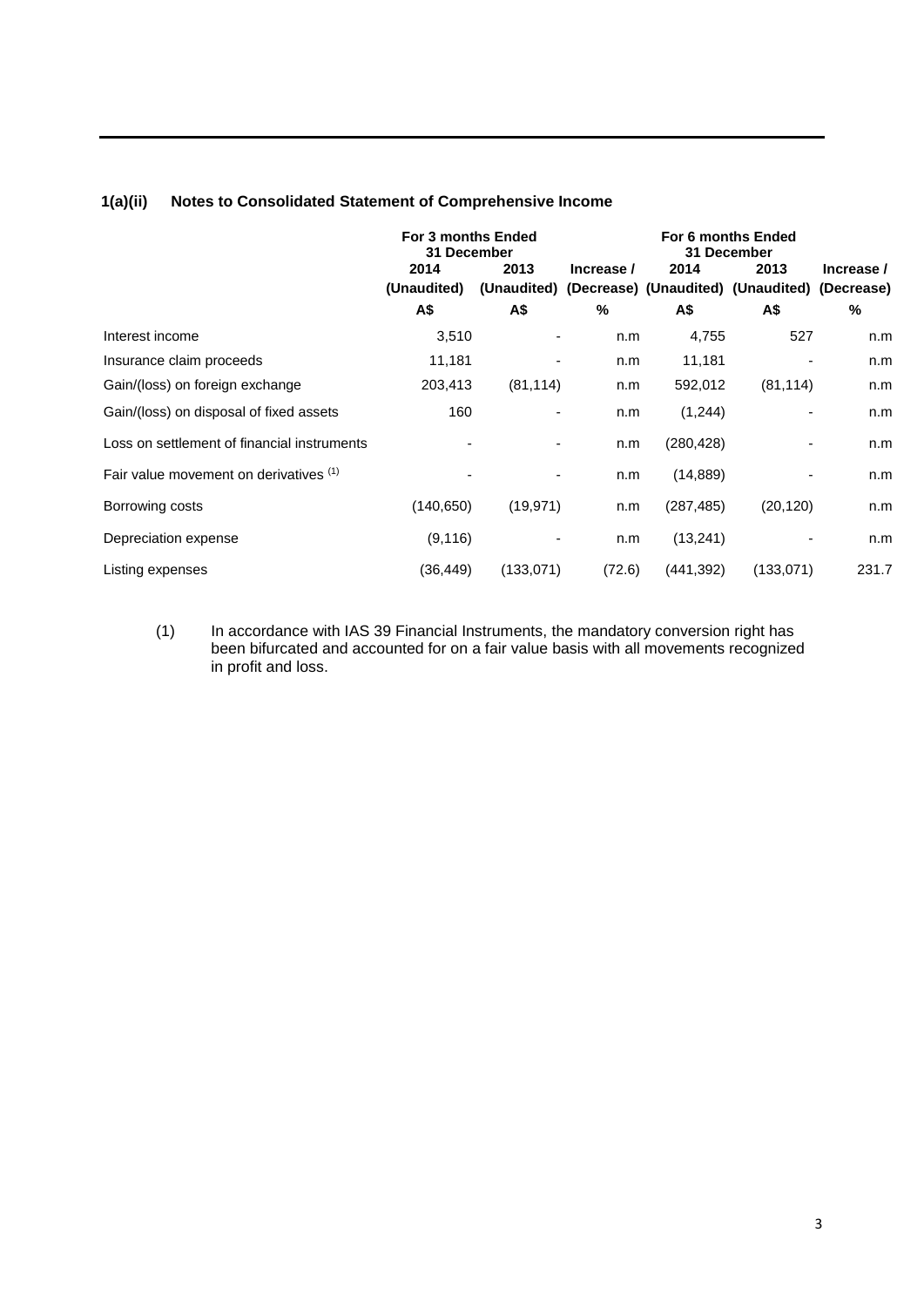## 1(a)(ii) Notes to Consolidated Statement of Comprehensive Income

| | For 3 months Ended 31 December | | | For 6 months Ended 31 December | | |
|---|---|---|---|---|---|---|
| | 2014 (Unaudited) | 2013 (Unaudited) | Increase / (Decrease) | 2014 (Unaudited) | 2013 (Unaudited) | Increase / (Decrease) |
| | A$ | A$ | % | A$ | A$ | % |
| Interest income | 3,510 | - | n.m | 4,755 | 527 | n.m |
| Insurance claim proceeds | 11,181 | - | n.m | 11,181 | - | n.m |
| Gain/(loss) on foreign exchange | 203,413 | (81,114) | n.m | 592,012 | (81,114) | n.m |
| Gain/(loss) on disposal of fixed assets | 160 | - | n.m | (1,244) | - | n.m |
| Loss on settlement of financial instruments | - | - | n.m | (280,428) | - | n.m |
| Fair value movement on derivatives (1) | - | - | n.m | (14,889) | - | n.m |
| Borrowing costs | (140,650) | (19,971) | n.m | (287,485) | (20,120) | n.m |
| Depreciation expense | (9,116) | - | n.m | (13,241) | - | n.m |
| Listing expenses | (36,449) | (133,071) | (72.6) | (441,392) | (133,071) | 231.7 |

(1) In accordance with IAS 39 Financial Instruments, the mandatory conversion right has been bifurcated and accounted for on a fair value basis with all movements recognized in profit and loss.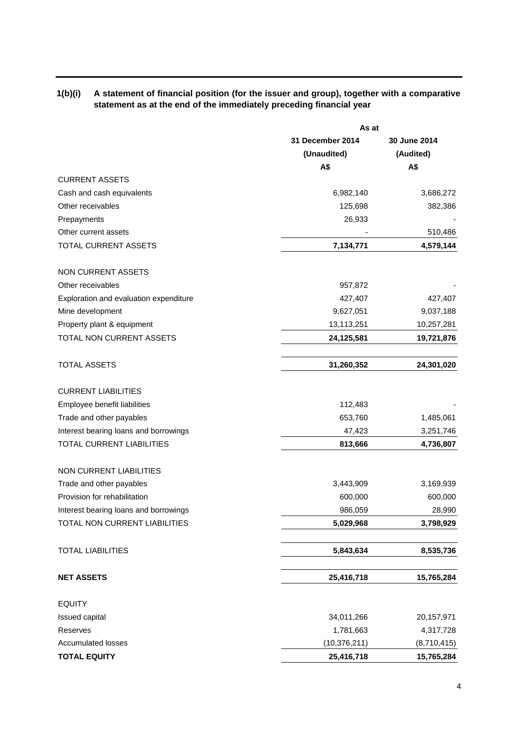**1(b)(i) A statement of financial position (for the issuer and group), together with a comparative statement as at the end of the immediately preceding financial year**

| | As at | |
|---|---|---|
| | 31 December 2014 | 30 June 2014 |
| | (Unaudited) | (Audited) |
| | A$ | A$ |
| CURRENT ASSETS | | |
| Cash and cash equivalents | 6,982,140 | 3,686,272 |
| Other receivables | 125,698 | 382,386 |
| Prepayments | 26,933 | - |
| Other current assets | - | 510,486 |
| TOTAL CURRENT ASSETS | **7,134,771** | **4,579,144** |
| | | |
| NON CURRENT ASSETS | | |
| Other receivables | 957,872 | - |
| Exploration and evaluation expenditure | 427,407 | 427,407 |
| Mine development | 9,627,051 | 9,037,188 |
| Property plant & equipment | 13,113,251 | 10,257,281 |
| TOTAL NON CURRENT ASSETS | **24,125,581** | **19,721,876** |
| | | |
| TOTAL ASSETS | **31,260,352** | **24,301,020** |
| | | |
| CURRENT LIABILITIES | | |
| Employee benefit liabilities | 112,483 | - |
| Trade and other payables | 653,760 | 1,485,061 |
| Interest bearing loans and borrowings | 47,423 | 3,251,746 |
| TOTAL CURRENT LIABILITIES | **813,666** | **4,736,807** |
| | | |
| NON CURRENT LIABILITIES | | |
| Trade and other payables | 3,443,909 | 3,169,939 |
| Provision for rehabilitation | 600,000 | 600,000 |
| Interest bearing loans and borrowings | 986,059 | 28,990 |
| TOTAL NON CURRENT LIABILITIES | **5,029,968** | **3,798,929** |
| | | |
| TOTAL LIABILITIES | **5,843,634** | **8,535,736** |
| | | |
| **NET ASSETS** | **25,416,718** | **15,765,284** |
| | | |
| EQUITY | | |
| Issued capital | 34,011,266 | 20,157,971 |
| Reserves | 1,781,663 | 4,317,728 |
| Accumulated losses | (10,376,211) | (8,710,415) |
| **TOTAL EQUITY** | **25,416,718** | **15,765,284** |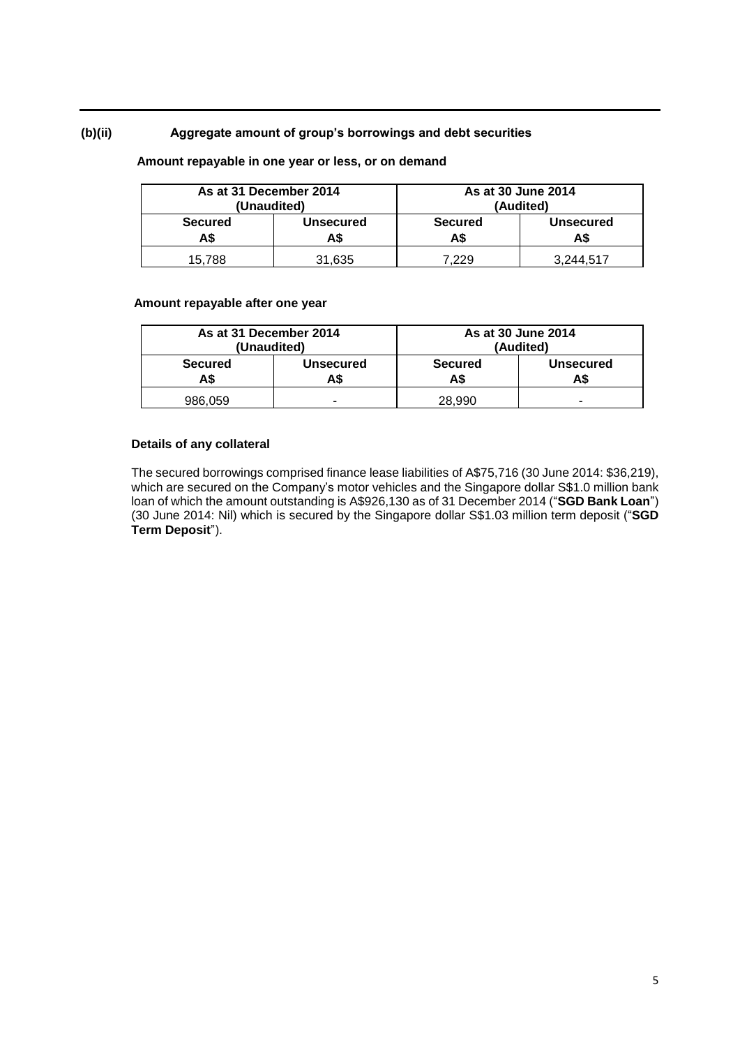## (b)(ii) Aggregate amount of group's borrowings and debt securities

**Amount repayable in one year or less, or on demand**

| As at 31 December 2014 (Unaudited) | | As at 30 June 2014 (Audited) | |
|---|---|---|---|
| **Secured A$** | **Unsecured A$** | **Secured A$** | **Unsecured A$** |
| 15,788 | 31,635 | 7,229 | 3,244,517 |

**Amount repayable after one year**

| As at 31 December 2014 (Unaudited) | | As at 30 June 2014 (Audited) | |
|---|---|---|---|
| **Secured A$** | **Unsecured A$** | **Secured A$** | **Unsecured A$** |
| 986,059 | - | 28,990 | - |

**Details of any collateral**

The secured borrowings comprised finance lease liabilities of A$75,716 (30 June 2014: $36,219), which are secured on the Company's motor vehicles and the Singapore dollar S$1.0 million bank loan of which the amount outstanding is A$926,130 as of 31 December 2014 ("**SGD Bank Loan**") (30 June 2014: Nil) which is secured by the Singapore dollar S$1.03 million term deposit ("**SGD Term Deposit**").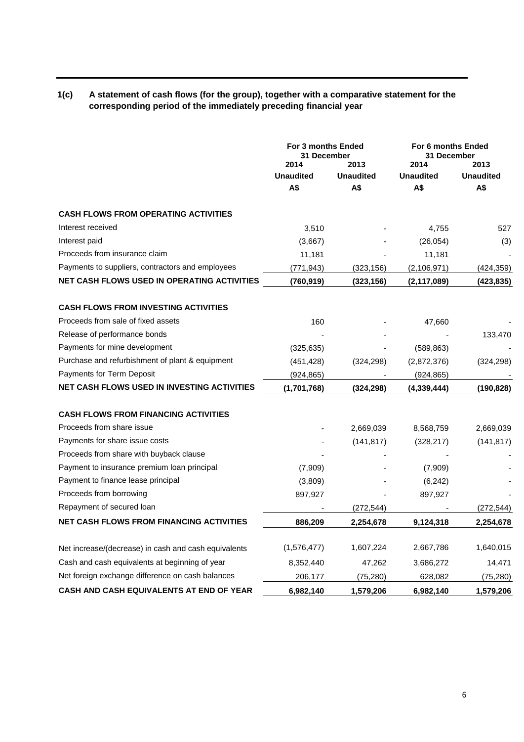**1(c) A statement of cash flows (for the group), together with a comparative statement for the corresponding period of the immediately preceding financial year**

| | For 3 months Ended 31 December | | For 6 months Ended 31 December | |
|---|---|---|---|---|
| | 2014 | 2013 | 2014 | 2013 |
| | Unaudited | Unaudited | Unaudited | Unaudited |
| | A$ | A$ | A$ | A$ |
| **CASH FLOWS FROM OPERATING ACTIVITIES** | | | | |
| Interest received | 3,510 | - | 4,755 | 527 |
| Interest paid | (3,667) | - | (26,054) | (3) |
| Proceeds from insurance claim | 11,181 | - | 11,181 | - |
| Payments to suppliers, contractors and employees | (771,943) | (323,156) | (2,106,971) | (424,359) |
| **NET CASH FLOWS USED IN OPERATING ACTIVITIES** | **(760,919)** | **(323,156)** | **(2,117,089)** | **(423,835)** |
| **CASH FLOWS FROM INVESTING ACTIVITIES** | | | | |
| Proceeds from sale of fixed assets | 160 | - | 47,660 | - |
| Release of performance bonds | - | - | - | 133,470 |
| Payments for mine development | (325,635) | - | (589,863) | - |
| Purchase and refurbishment of plant & equipment | (451,428) | (324,298) | (2,872,376) | (324,298) |
| Payments for Term Deposit | (924,865) | - | (924,865) | - |
| **NET CASH FLOWS USED IN INVESTING ACTIVITIES** | **(1,701,768)** | **(324,298)** | **(4,339,444)** | **(190,828)** |
| **CASH FLOWS FROM FINANCING ACTIVITIES** | | | | |
| Proceeds from share issue | - | 2,669,039 | 8,568,759 | 2,669,039 |
| Payments for share issue costs | - | (141,817) | (328,217) | (141,817) |
| Proceeds from share with buyback clause | - | - | - | - |
| Payment to insurance premium loan principal | (7,909) | - | (7,909) | - |
| Payment to finance lease principal | (3,809) | - | (6,242) | - |
| Proceeds from borrowing | 897,927 | - | 897,927 | - |
| Repayment of secured loan | - | (272,544) | - | (272,544) |
| **NET CASH FLOWS FROM FINANCING ACTIVITIES** | **886,209** | **2,254,678** | **9,124,318** | **2,254,678** |
| Net increase/(decrease) in cash and cash equivalents | (1,576,477) | 1,607,224 | 2,667,786 | 1,640,015 |
| Cash and cash equivalents at beginning of year | 8,352,440 | 47,262 | 3,686,272 | 14,471 |
| Net foreign exchange difference on cash balances | 206,177 | (75,280) | 628,082 | (75,280) |
| **CASH AND CASH EQUIVALENTS AT END OF YEAR** | **6,982,140** | **1,579,206** | **6,982,140** | **1,579,206** |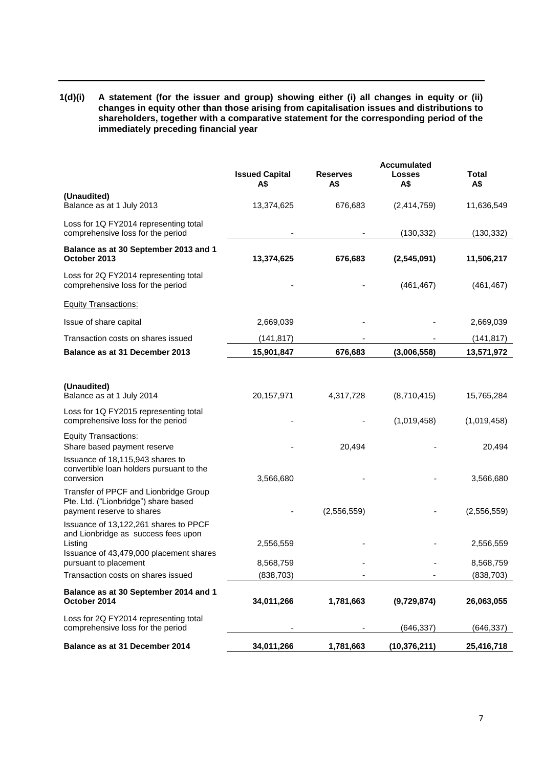**1(d)(i) A statement (for the issuer and group) showing either (i) all changes in equity or (ii) changes in equity other than those arising from capitalisation issues and distributions to shareholders, together with a comparative statement for the corresponding period of the immediately preceding financial year**

| | Issued Capital A$ | Reserves A$ | Accumulated Losses A$ | Total A$ |
|---|---|---|---|---|
| **(Unaudited)** | | | | |
| Balance as at 1 July 2013 | 13,374,625 | 676,683 | (2,414,759) | 11,636,549 |
| Loss for 1Q FY2014 representing total comprehensive loss for the period | - | - | (130,332) | (130,332) |
| **Balance as at 30 September 2013 and 1 October 2013** | **13,374,625** | **676,683** | **(2,545,091)** | **11,506,217** |
| Loss for 2Q FY2014 representing total comprehensive loss for the period | - | - | (461,467) | (461,467) |
| Equity Transactions: | | | | |
| Issue of share capital | 2,669,039 | - | - | 2,669,039 |
| Transaction costs on shares issued | (141,817) | - | - | (141,817) |
| **Balance as at 31 December 2013** | **15,901,847** | **676,683** | **(3,006,558)** | **13,571,972** |
| | | | | |
| **(Unaudited)** | | | | |
| Balance as at 1 July 2014 | 20,157,971 | 4,317,728 | (8,710,415) | 15,765,284 |
| Loss for 1Q FY2015 representing total comprehensive loss for the period | - | - | (1,019,458) | (1,019,458) |
| Equity Transactions: | | | | |
| Share based payment reserve | - | 20,494 | - | 20,494 |
| Issuance of 18,115,943 shares to convertible loan holders pursuant to the conversion | 3,566,680 | - | - | 3,566,680 |
| Transfer of PPCF and Lionbridge Group Pte. Ltd. ("Lionbridge") share based payment reserve to shares | - | (2,556,559) | - | (2,556,559) |
| Issuance of 13,122,261 shares to PPCF and Lionbridge as success fees upon Listing | 2,556,559 | - | - | 2,556,559 |
| Issuance of 43,479,000 placement shares pursuant to placement | 8,568,759 | - | - | 8,568,759 |
| Transaction costs on shares issued | (838,703) | - | - | (838,703) |
| **Balance as at 30 September 2014 and 1 October 2014** | **34,011,266** | **1,781,663** | **(9,729,874)** | **26,063,055** |
| Loss for 2Q FY2014 representing total comprehensive loss for the period | - | - | (646,337) | (646,337) |
| **Balance as at 31 December 2014** | **34,011,266** | **1,781,663** | **(10,376,211)** | **25,416,718** |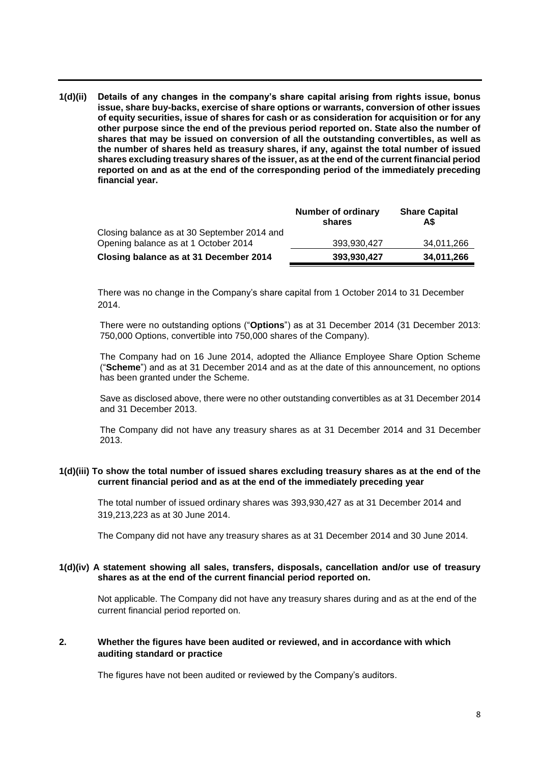**1(d)(ii) Details of any changes in the company's share capital arising from rights issue, bonus issue, share buy-backs, exercise of share options or warrants, conversion of other issues of equity securities, issue of shares for cash or as consideration for acquisition or for any other purpose since the end of the previous period reported on. State also the number of shares that may be issued on conversion of all the outstanding convertibles, as well as the number of shares held as treasury shares, if any, against the total number of issued shares excluding treasury shares of the issuer, as at the end of the current financial period reported on and as at the end of the corresponding period of the immediately preceding financial year.**

| | Number of ordinary shares | Share Capital A$ |
|---|---|---|
| Closing balance as at 30 September 2014 and Opening balance as at 1 October 2014 | 393,930,427 | 34,011,266 |
| **Closing balance as at 31 December 2014** | **393,930,427** | **34,011,266** |

There was no change in the Company's share capital from 1 October 2014 to 31 December 2014.

There were no outstanding options ("**Options**") as at 31 December 2014 (31 December 2013: 750,000 Options, convertible into 750,000 shares of the Company).

The Company had on 16 June 2014, adopted the Alliance Employee Share Option Scheme ("**Scheme**") and as at 31 December 2014 and as at the date of this announcement, no options has been granted under the Scheme.

Save as disclosed above, there were no other outstanding convertibles as at 31 December 2014 and 31 December 2013.

The Company did not have any treasury shares as at 31 December 2014 and 31 December 2013.

**1(d)(iii) To show the total number of issued shares excluding treasury shares as at the end of the current financial period and as at the end of the immediately preceding year**

The total number of issued ordinary shares was 393,930,427 as at 31 December 2014 and 319,213,223 as at 30 June 2014.

The Company did not have any treasury shares as at 31 December 2014 and 30 June 2014.

**1(d)(iv) A statement showing all sales, transfers, disposals, cancellation and/or use of treasury shares as at the end of the current financial period reported on.**

Not applicable. The Company did not have any treasury shares during and as at the end of the current financial period reported on.

**2. Whether the figures have been audited or reviewed, and in accordance with which auditing standard or practice**

The figures have not been audited or reviewed by the Company's auditors.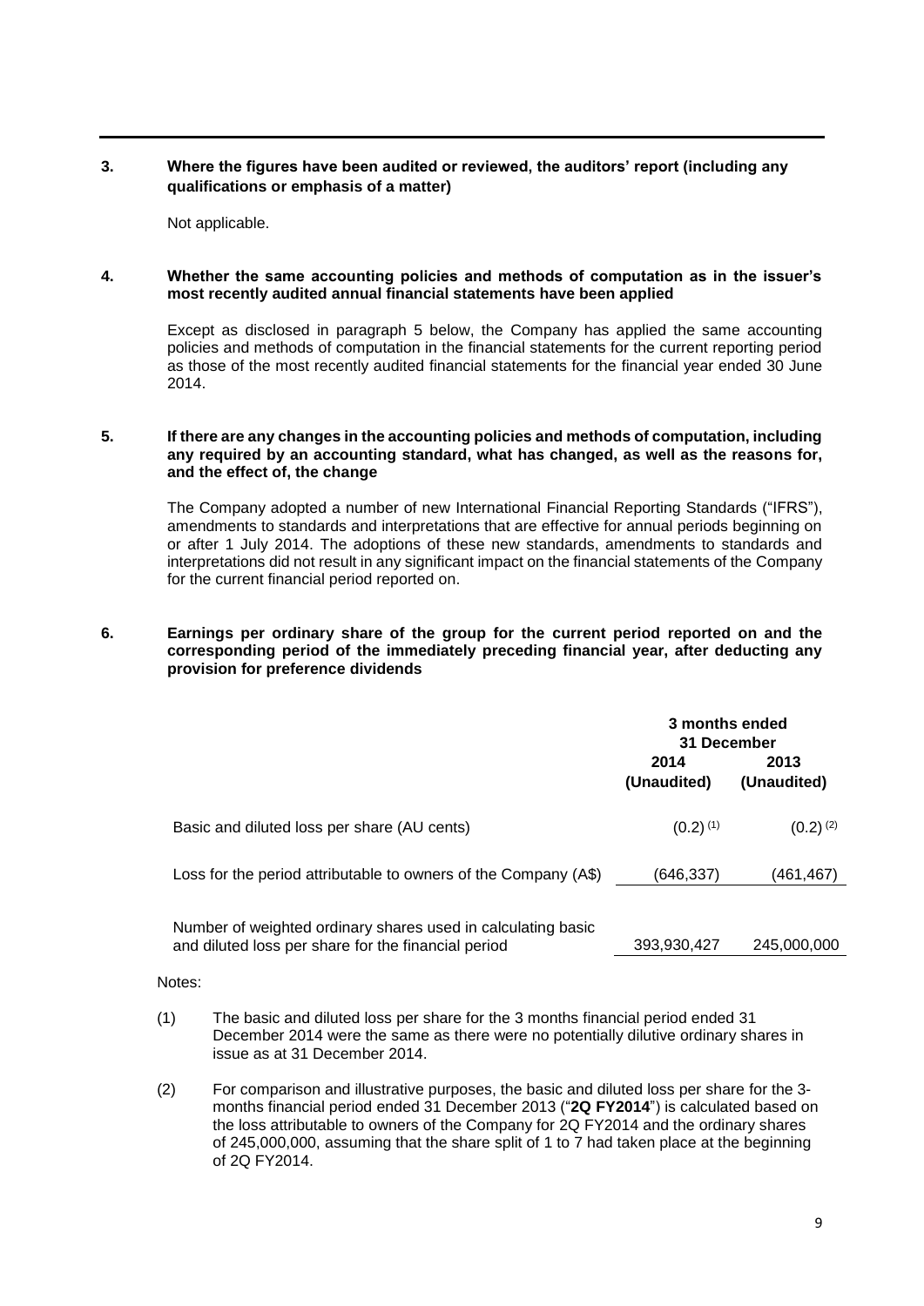**3. Where the figures have been audited or reviewed, the auditors' report (including any qualifications or emphasis of a matter)**

Not applicable.

**4. Whether the same accounting policies and methods of computation as in the issuer's most recently audited annual financial statements have been applied**

Except as disclosed in paragraph 5 below, the Company has applied the same accounting policies and methods of computation in the financial statements for the current reporting period as those of the most recently audited financial statements for the financial year ended 30 June 2014.

**5. If there are any changes in the accounting policies and methods of computation, including any required by an accounting standard, what has changed, as well as the reasons for, and the effect of, the change**

The Company adopted a number of new International Financial Reporting Standards ("IFRS"), amendments to standards and interpretations that are effective for annual periods beginning on or after 1 July 2014. The adoptions of these new standards, amendments to standards and interpretations did not result in any significant impact on the financial statements of the Company for the current financial period reported on.

**6. Earnings per ordinary share of the group for the current period reported on and the corresponding period of the immediately preceding financial year, after deducting any provision for preference dividends**

| | 3 months ended 31 December | |
|---|---|---|
| | **2014 (Unaudited)** | **2013 (Unaudited)** |
| Basic and diluted loss per share (AU cents) | (0.2) [(1)] | (0.2) [(2)] |
| Loss for the period attributable to owners of the Company (A$) | (646,337) | (461,467) |
| Number of weighted ordinary shares used in calculating basic and diluted loss per share for the financial period | 393,930,427 | 245,000,000 |

Notes:

(1) The basic and diluted loss per share for the 3 months financial period ended 31 December 2014 were the same as there were no potentially dilutive ordinary shares in issue as at 31 December 2014.

(2) For comparison and illustrative purposes, the basic and diluted loss per share for the 3-months financial period ended 31 December 2013 ("**2Q FY2014**") is calculated based on the loss attributable to owners of the Company for 2Q FY2014 and the ordinary shares of 245,000,000, assuming that the share split of 1 to 7 had taken place at the beginning of 2Q FY2014.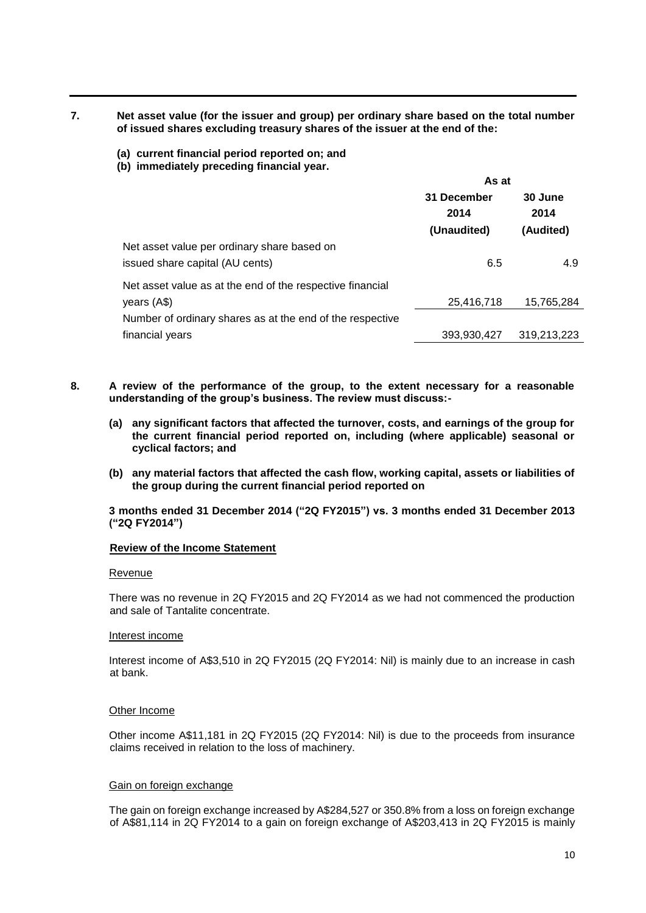**7. Net asset value (for the issuer and group) per ordinary share based on the total number of issued shares excluding treasury shares of the issuer at the end of the:**

**(a) current financial period reported on; and**

**(b) immediately preceding financial year.**

| | As at | |
|---|---|---|
| | **31 December 2014 (Unaudited)** | **30 June 2014 (Audited)** |
| Net asset value per ordinary share based on issued share capital (AU cents) | 6.5 | 4.9 |
| Net asset value as at the end of the respective financial years (A$) | 25,416,718 | 15,765,284 |
| Number of ordinary shares as at the end of the respective financial years | 393,930,427 | 319,213,223 |

**8. A review of the performance of the group, to the extent necessary for a reasonable understanding of the group's business. The review must discuss:-**

**(a) any significant factors that affected the turnover, costs, and earnings of the group for the current financial period reported on, including (where applicable) seasonal or cyclical factors; and**

**(b) any material factors that affected the cash flow, working capital, assets or liabilities of the group during the current financial period reported on**

**3 months ended 31 December 2014 ("2Q FY2015") vs. 3 months ended 31 December 2013 ("2Q FY2014")**

**Review of the Income Statement**

Revenue

There was no revenue in 2Q FY2015 and 2Q FY2014 as we had not commenced the production and sale of Tantalite concentrate.

Interest income

Interest income of A$3,510 in 2Q FY2015 (2Q FY2014: Nil) is mainly due to an increase in cash at bank.

Other Income

Other income A$11,181 in 2Q FY2015 (2Q FY2014: Nil) is due to the proceeds from insurance claims received in relation to the loss of machinery.

Gain on foreign exchange

The gain on foreign exchange increased by A$284,527 or 350.8% from a loss on foreign exchange of A$81,114 in 2Q FY2014 to a gain on foreign exchange of A$203,413 in 2Q FY2015 is mainly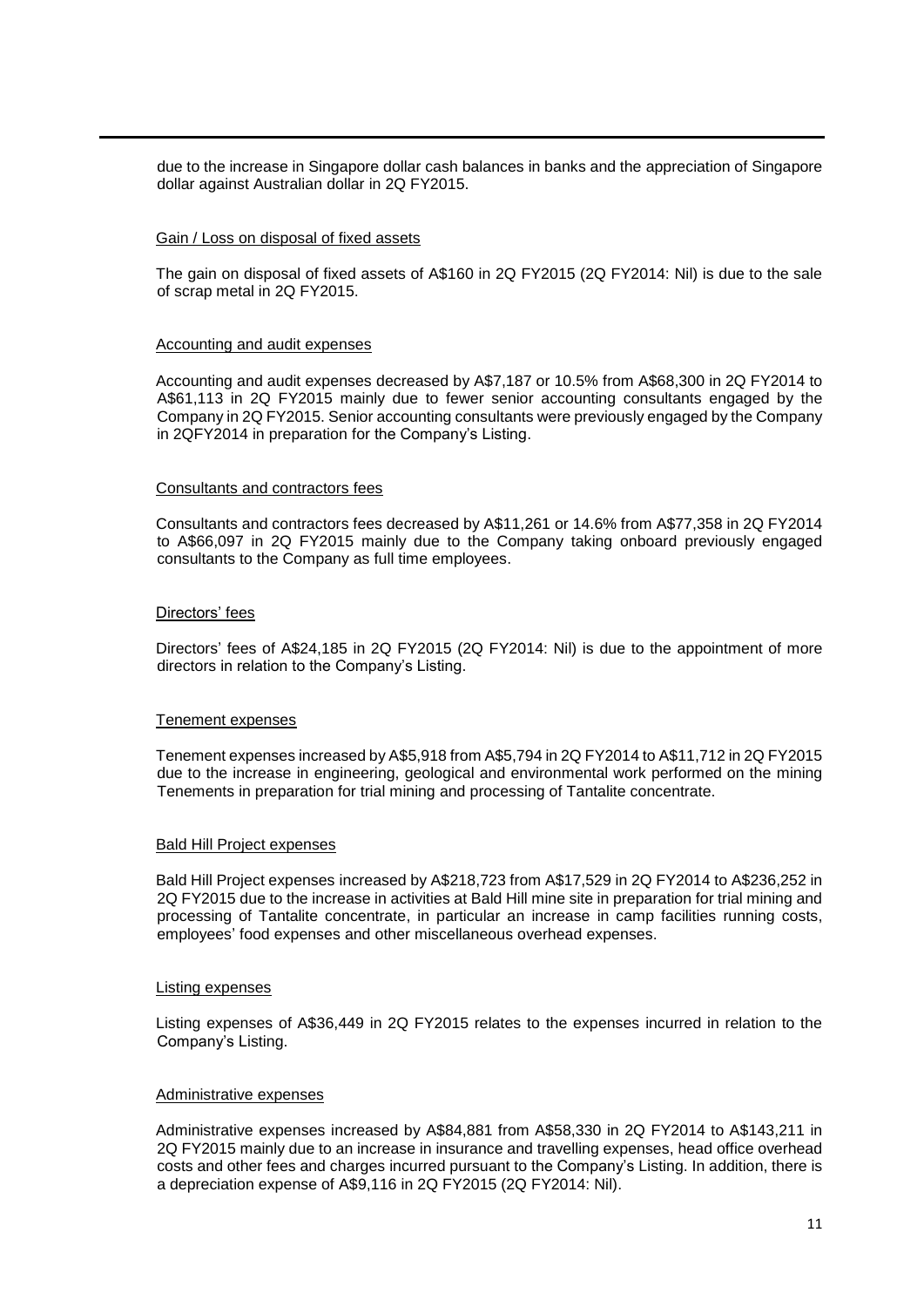due to the increase in Singapore dollar cash balances in banks and the appreciation of Singapore dollar against Australian dollar in 2Q FY2015.

Gain / Loss on disposal of fixed assets

The gain on disposal of fixed assets of A$160 in 2Q FY2015 (2Q FY2014: Nil) is due to the sale of scrap metal in 2Q FY2015.

Accounting and audit expenses

Accounting and audit expenses decreased by A$7,187 or 10.5% from A$68,300 in 2Q FY2014 to A$61,113 in 2Q FY2015 mainly due to fewer senior accounting consultants engaged by the Company in 2Q FY2015. Senior accounting consultants were previously engaged by the Company in 2QFY2014 in preparation for the Company's Listing.

Consultants and contractors fees

Consultants and contractors fees decreased by A$11,261 or 14.6% from A$77,358 in 2Q FY2014 to A$66,097 in 2Q FY2015 mainly due to the Company taking onboard previously engaged consultants to the Company as full time employees.

Directors' fees

Directors' fees of A$24,185 in 2Q FY2015 (2Q FY2014: Nil) is due to the appointment of more directors in relation to the Company's Listing.

Tenement expenses

Tenement expenses increased by A$5,918 from A$5,794 in 2Q FY2014 to A$11,712 in 2Q FY2015 due to the increase in engineering, geological and environmental work performed on the mining Tenements in preparation for trial mining and processing of Tantalite concentrate.

Bald Hill Project expenses

Bald Hill Project expenses increased by A$218,723 from A$17,529 in 2Q FY2014 to A$236,252 in 2Q FY2015 due to the increase in activities at Bald Hill mine site in preparation for trial mining and processing of Tantalite concentrate, in particular an increase in camp facilities running costs, employees' food expenses and other miscellaneous overhead expenses.

Listing expenses

Listing expenses of A$36,449 in 2Q FY2015 relates to the expenses incurred in relation to the Company's Listing.

Administrative expenses

Administrative expenses increased by A$84,881 from A$58,330 in 2Q FY2014 to A$143,211 in 2Q FY2015 mainly due to an increase in insurance and travelling expenses, head office overhead costs and other fees and charges incurred pursuant to the Company's Listing. In addition, there is a depreciation expense of A$9,116 in 2Q FY2015 (2Q FY2014: Nil).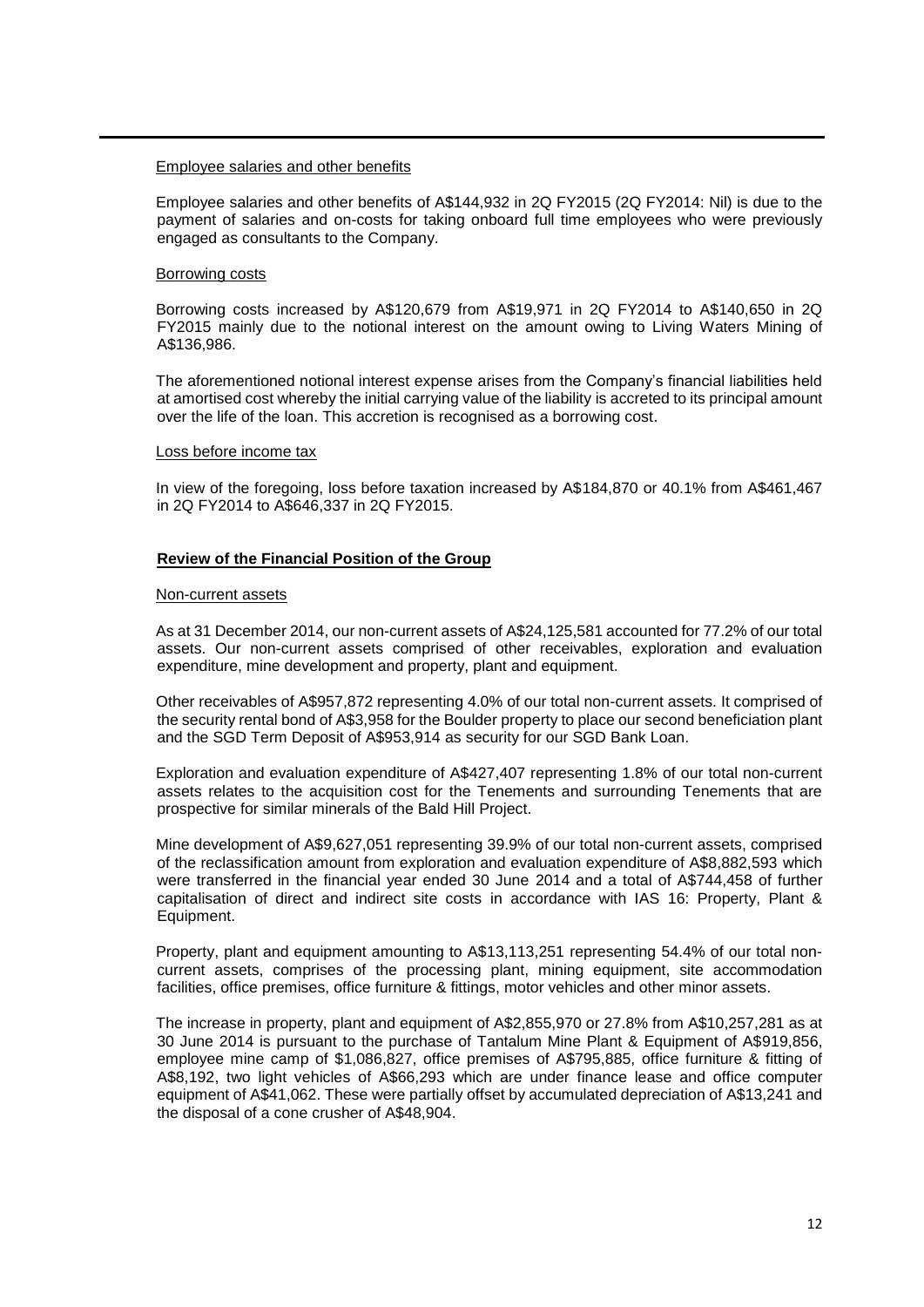Employee salaries and other benefits

Employee salaries and other benefits of A$144,932 in 2Q FY2015 (2Q FY2014: Nil) is due to the payment of salaries and on-costs for taking onboard full time employees who were previously engaged as consultants to the Company.

Borrowing costs

Borrowing costs increased by A$120,679 from A$19,971 in 2Q FY2014 to A$140,650 in 2Q FY2015 mainly due to the notional interest on the amount owing to Living Waters Mining of A$136,986.

The aforementioned notional interest expense arises from the Company's financial liabilities held at amortised cost whereby the initial carrying value of the liability is accreted to its principal amount over the life of the loan. This accretion is recognised as a borrowing cost.

Loss before income tax

In view of the foregoing, loss before taxation increased by A$184,870 or 40.1% from A$461,467 in 2Q FY2014 to A$646,337 in 2Q FY2015.

**Review of the Financial Position of the Group**

Non-current assets

As at 31 December 2014, our non-current assets of A$24,125,581 accounted for 77.2% of our total assets. Our non-current assets comprised of other receivables, exploration and evaluation expenditure, mine development and property, plant and equipment.

Other receivables of A$957,872 representing 4.0% of our total non-current assets. It comprised of the security rental bond of A$3,958 for the Boulder property to place our second beneficiation plant and the SGD Term Deposit of A$953,914 as security for our SGD Bank Loan.

Exploration and evaluation expenditure of A$427,407 representing 1.8% of our total non-current assets relates to the acquisition cost for the Tenements and surrounding Tenements that are prospective for similar minerals of the Bald Hill Project.

Mine development of A$9,627,051 representing 39.9% of our total non-current assets, comprised of the reclassification amount from exploration and evaluation expenditure of A$8,882,593 which were transferred in the financial year ended 30 June 2014 and a total of A$744,458 of further capitalisation of direct and indirect site costs in accordance with IAS 16: Property, Plant & Equipment.

Property, plant and equipment amounting to A$13,113,251 representing 54.4% of our total non-current assets, comprises of the processing plant, mining equipment, site accommodation facilities, office premises, office furniture & fittings, motor vehicles and other minor assets.

The increase in property, plant and equipment of A$2,855,970 or 27.8% from A$10,257,281 as at 30 June 2014 is pursuant to the purchase of Tantalum Mine Plant & Equipment of A$919,856, employee mine camp of $1,086,827, office premises of A$795,885, office furniture & fitting of A$8,192, two light vehicles of A$66,293 which are under finance lease and office computer equipment of A$41,062. These were partially offset by accumulated depreciation of A$13,241 and the disposal of a cone crusher of A$48,904.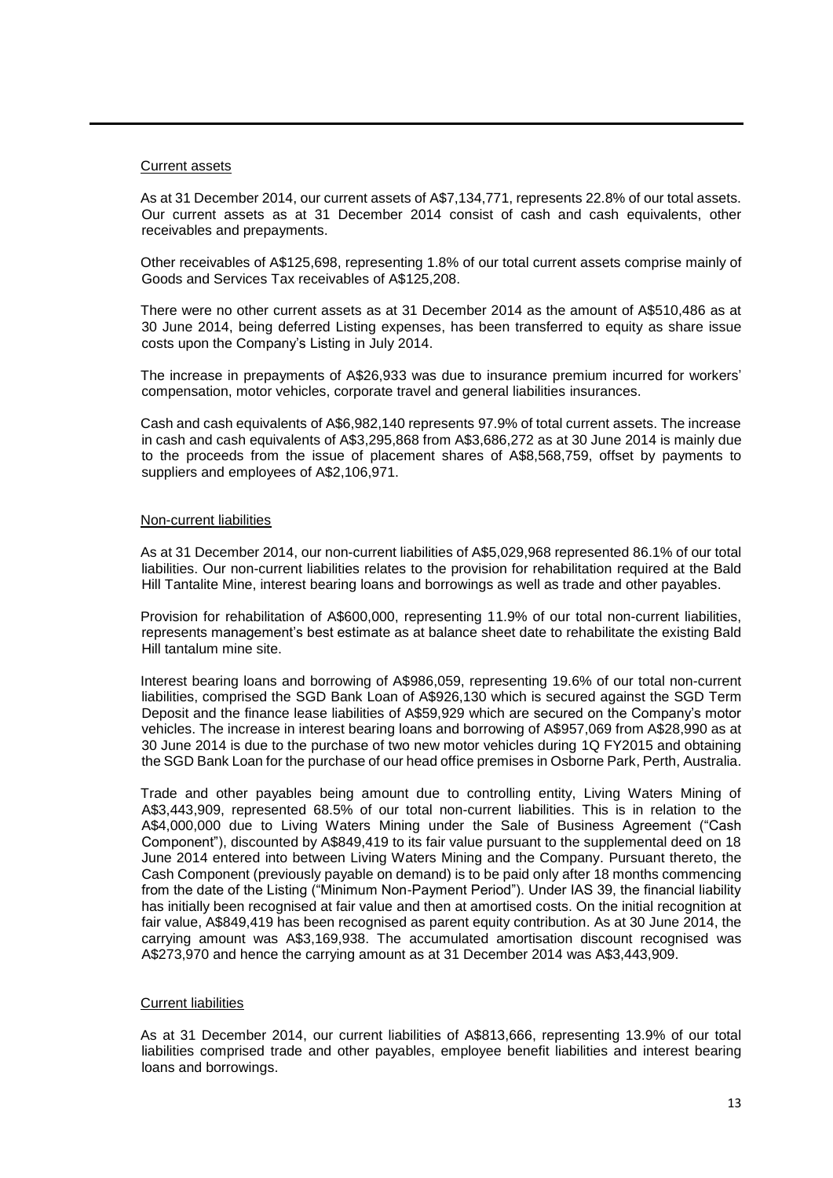Current assets

As at 31 December 2014, our current assets of A$7,134,771, represents 22.8% of our total assets. Our current assets as at 31 December 2014 consist of cash and cash equivalents, other receivables and prepayments.

Other receivables of A$125,698, representing 1.8% of our total current assets comprise mainly of Goods and Services Tax receivables of A$125,208.

There were no other current assets as at 31 December 2014 as the amount of A$510,486 as at 30 June 2014, being deferred Listing expenses, has been transferred to equity as share issue costs upon the Company's Listing in July 2014.

The increase in prepayments of A$26,933 was due to insurance premium incurred for workers' compensation, motor vehicles, corporate travel and general liabilities insurances.

Cash and cash equivalents of A$6,982,140 represents 97.9% of total current assets. The increase in cash and cash equivalents of A$3,295,868 from A$3,686,272 as at 30 June 2014 is mainly due to the proceeds from the issue of placement shares of A$8,568,759, offset by payments to suppliers and employees of A$2,106,971.

Non-current liabilities

As at 31 December 2014, our non-current liabilities of A$5,029,968 represented 86.1% of our total liabilities. Our non-current liabilities relates to the provision for rehabilitation required at the Bald Hill Tantalite Mine, interest bearing loans and borrowings as well as trade and other payables.

Provision for rehabilitation of A$600,000, representing 11.9% of our total non-current liabilities, represents management's best estimate as at balance sheet date to rehabilitate the existing Bald Hill tantalum mine site.

Interest bearing loans and borrowing of A$986,059, representing 19.6% of our total non-current liabilities, comprised the SGD Bank Loan of A$926,130 which is secured against the SGD Term Deposit and the finance lease liabilities of A$59,929 which are secured on the Company's motor vehicles. The increase in interest bearing loans and borrowing of A$957,069 from A$28,990 as at 30 June 2014 is due to the purchase of two new motor vehicles during 1Q FY2015 and obtaining the SGD Bank Loan for the purchase of our head office premises in Osborne Park, Perth, Australia.

Trade and other payables being amount due to controlling entity, Living Waters Mining of A$3,443,909, represented 68.5% of our total non-current liabilities. This is in relation to the A$4,000,000 due to Living Waters Mining under the Sale of Business Agreement ("Cash Component"), discounted by A$849,419 to its fair value pursuant to the supplemental deed on 18 June 2014 entered into between Living Waters Mining and the Company. Pursuant thereto, the Cash Component (previously payable on demand) is to be paid only after 18 months commencing from the date of the Listing ("Minimum Non-Payment Period"). Under IAS 39, the financial liability has initially been recognised at fair value and then at amortised costs. On the initial recognition at fair value, A$849,419 has been recognised as parent equity contribution. As at 30 June 2014, the carrying amount was A$3,169,938. The accumulated amortisation discount recognised was A$273,970 and hence the carrying amount as at 31 December 2014 was A$3,443,909.

Current liabilities

As at 31 December 2014, our current liabilities of A$813,666, representing 13.9% of our total liabilities comprised trade and other payables, employee benefit liabilities and interest bearing loans and borrowings.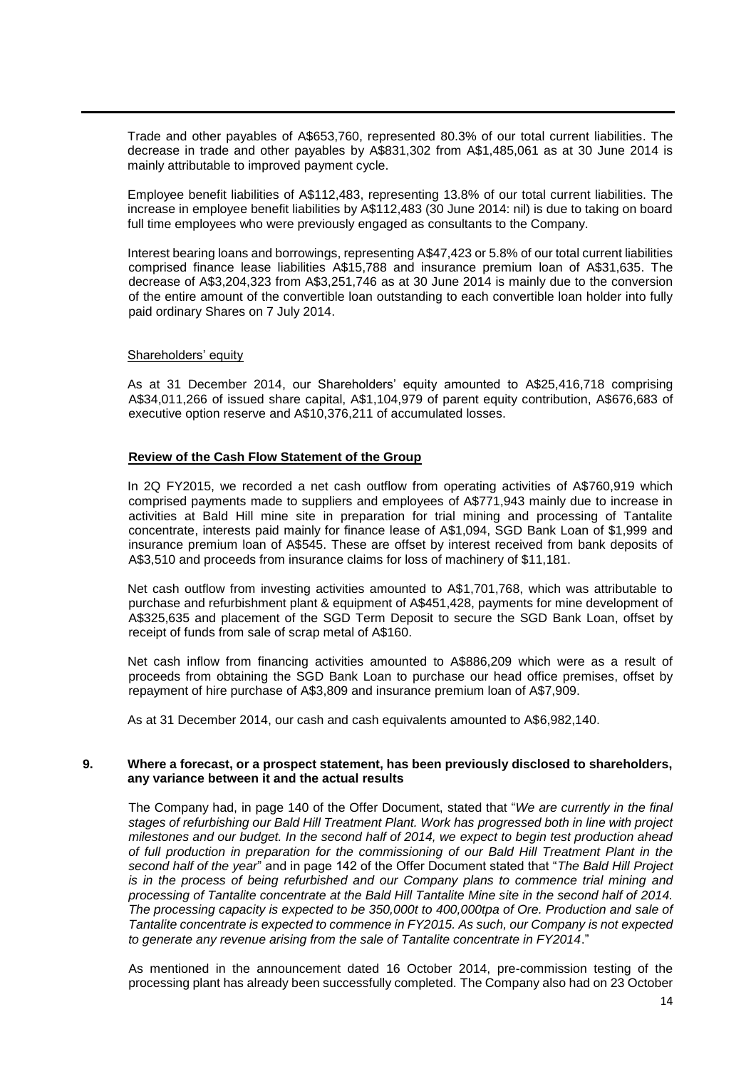Trade and other payables of A$653,760, represented 80.3% of our total current liabilities. The decrease in trade and other payables by A$831,302 from A$1,485,061 as at 30 June 2014 is mainly attributable to improved payment cycle.

Employee benefit liabilities of A$112,483, representing 13.8% of our total current liabilities. The increase in employee benefit liabilities by A$112,483 (30 June 2014: nil) is due to taking on board full time employees who were previously engaged as consultants to the Company.

Interest bearing loans and borrowings, representing A$47,423 or 5.8% of our total current liabilities comprised finance lease liabilities A$15,788 and insurance premium loan of A$31,635. The decrease of A$3,204,323 from A$3,251,746 as at 30 June 2014 is mainly due to the conversion of the entire amount of the convertible loan outstanding to each convertible loan holder into fully paid ordinary Shares on 7 July 2014.

Shareholders' equity

As at 31 December 2014, our Shareholders' equity amounted to A$25,416,718 comprising A$34,011,266 of issued share capital, A$1,104,979 of parent equity contribution, A$676,683 of executive option reserve and A$10,376,211 of accumulated losses.

**Review of the Cash Flow Statement of the Group**

In 2Q FY2015, we recorded a net cash outflow from operating activities of A$760,919 which comprised payments made to suppliers and employees of A$771,943 mainly due to increase in activities at Bald Hill mine site in preparation for trial mining and processing of Tantalite concentrate, interests paid mainly for finance lease of A$1,094, SGD Bank Loan of $1,999 and insurance premium loan of A$545. These are offset by interest received from bank deposits of A$3,510 and proceeds from insurance claims for loss of machinery of $11,181.

Net cash outflow from investing activities amounted to A$1,701,768, which was attributable to purchase and refurbishment plant & equipment of A$451,428, payments for mine development of A$325,635 and placement of the SGD Term Deposit to secure the SGD Bank Loan, offset by receipt of funds from sale of scrap metal of A$160.

Net cash inflow from financing activities amounted to A$886,209 which were as a result of proceeds from obtaining the SGD Bank Loan to purchase our head office premises, offset by repayment of hire purchase of A$3,809 and insurance premium loan of A$7,909.

As at 31 December 2014, our cash and cash equivalents amounted to A$6,982,140.

**9. Where a forecast, or a prospect statement, has been previously disclosed to shareholders, any variance between it and the actual results**

The Company had, in page 140 of the Offer Document, stated that "*We are currently in the final stages of refurbishing our Bald Hill Treatment Plant. Work has progressed both in line with project milestones and our budget. In the second half of 2014, we expect to begin test production ahead of full production in preparation for the commissioning of our Bald Hill Treatment Plant in the second half of the year*" and in page 142 of the Offer Document stated that "*The Bald Hill Project is in the process of being refurbished and our Company plans to commence trial mining and processing of Tantalite concentrate at the Bald Hill Tantalite Mine site in the second half of 2014. The processing capacity is expected to be 350,000t to 400,000tpa of Ore. Production and sale of Tantalite concentrate is expected to commence in FY2015. As such, our Company is not expected to generate any revenue arising from the sale of Tantalite concentrate in FY2014*."

As mentioned in the announcement dated 16 October 2014, pre-commission testing of the processing plant has already been successfully completed. The Company also had on 23 October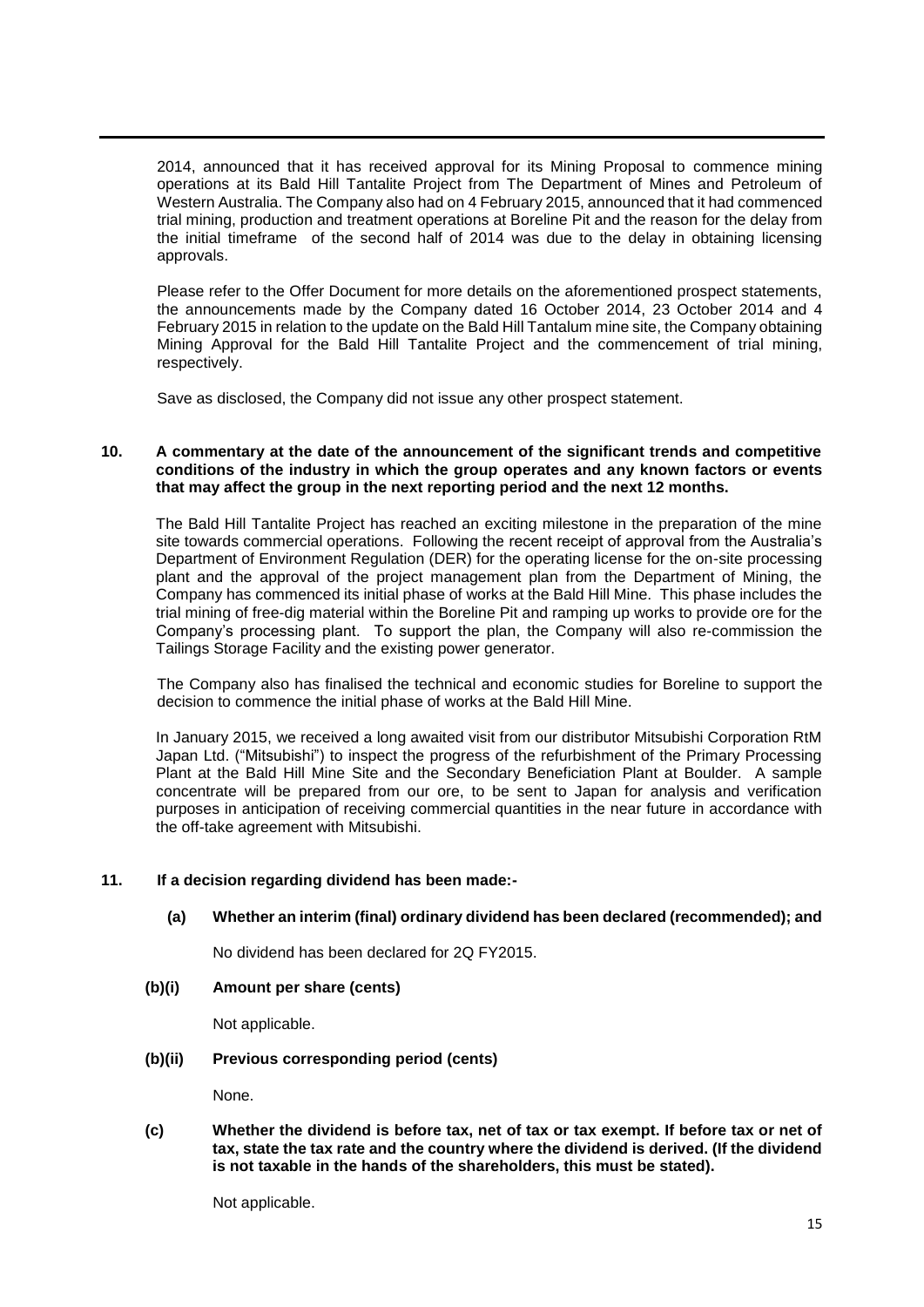2014, announced that it has received approval for its Mining Proposal to commence mining operations at its Bald Hill Tantalite Project from The Department of Mines and Petroleum of Western Australia. The Company also had on 4 February 2015, announced that it had commenced trial mining, production and treatment operations at Boreline Pit and the reason for the delay from the initial timeframe of the second half of 2014 was due to the delay in obtaining licensing approvals.

Please refer to the Offer Document for more details on the aforementioned prospect statements, the announcements made by the Company dated 16 October 2014, 23 October 2014 and 4 February 2015 in relation to the update on the Bald Hill Tantalum mine site, the Company obtaining Mining Approval for the Bald Hill Tantalite Project and the commencement of trial mining, respectively.

Save as disclosed, the Company did not issue any other prospect statement.

**10. A commentary at the date of the announcement of the significant trends and competitive conditions of the industry in which the group operates and any known factors or events that may affect the group in the next reporting period and the next 12 months.**

The Bald Hill Tantalite Project has reached an exciting milestone in the preparation of the mine site towards commercial operations. Following the recent receipt of approval from the Australia's Department of Environment Regulation (DER) for the operating license for the on-site processing plant and the approval of the project management plan from the Department of Mining, the Company has commenced its initial phase of works at the Bald Hill Mine. This phase includes the trial mining of free-dig material within the Boreline Pit and ramping up works to provide ore for the Company's processing plant. To support the plan, the Company will also re-commission the Tailings Storage Facility and the existing power generator.

The Company also has finalised the technical and economic studies for Boreline to support the decision to commence the initial phase of works at the Bald Hill Mine.

In January 2015, we received a long awaited visit from our distributor Mitsubishi Corporation RtM Japan Ltd. ("Mitsubishi") to inspect the progress of the refurbishment of the Primary Processing Plant at the Bald Hill Mine Site and the Secondary Beneficiation Plant at Boulder. A sample concentrate will be prepared from our ore, to be sent to Japan for analysis and verification purposes in anticipation of receiving commercial quantities in the near future in accordance with the off-take agreement with Mitsubishi.

**11. If a decision regarding dividend has been made:-**

**(a) Whether an interim (final) ordinary dividend has been declared (recommended); and**

No dividend has been declared for 2Q FY2015.

**(b)(i) Amount per share (cents)**

Not applicable.

**(b)(ii) Previous corresponding period (cents)**

None.

**(c) Whether the dividend is before tax, net of tax or tax exempt. If before tax or net of tax, state the tax rate and the country where the dividend is derived. (If the dividend is not taxable in the hands of the shareholders, this must be stated).**

Not applicable.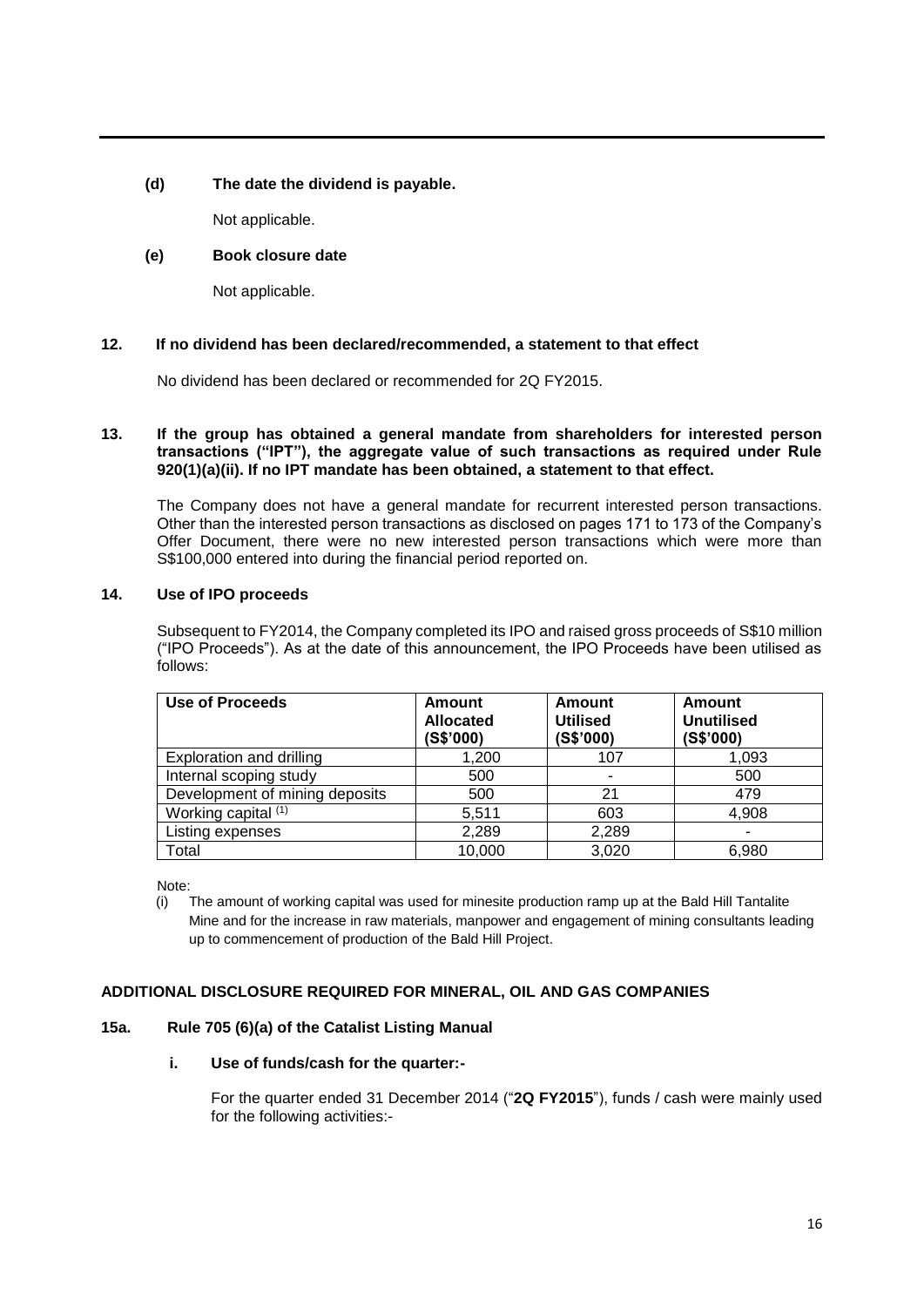**(d) The date the dividend is payable.**

Not applicable.

**(e) Book closure date**

Not applicable.

**12. If no dividend has been declared/recommended, a statement to that effect**

No dividend has been declared or recommended for 2Q FY2015.

**13. If the group has obtained a general mandate from shareholders for interested person transactions ("IPT"), the aggregate value of such transactions as required under Rule 920(1)(a)(ii). If no IPT mandate has been obtained, a statement to that effect.**

The Company does not have a general mandate for recurrent interested person transactions. Other than the interested person transactions as disclosed on pages 171 to 173 of the Company's Offer Document, there were no new interested person transactions which were more than S$100,000 entered into during the financial period reported on.

**14. Use of IPO proceeds**

Subsequent to FY2014, the Company completed its IPO and raised gross proceeds of S$10 million ("IPO Proceeds"). As at the date of this announcement, the IPO Proceeds have been utilised as follows:

| Use of Proceeds | Amount Allocated (S$'000) | Amount Utilised (S$'000) | Amount Unutilised (S$'000) |
|---|---|---|---|
| Exploration and drilling | 1,200 | 107 | 1,093 |
| Internal scoping study | 500 | - | 500 |
| Development of mining deposits | 500 | 21 | 479 |
| Working capital (1) | 5,511 | 603 | 4,908 |
| Listing expenses | 2,289 | 2,289 | - |
| Total | 10,000 | 3,020 | 6,980 |

Note:

(i) The amount of working capital was used for minesite production ramp up at the Bald Hill Tantalite Mine and for the increase in raw materials, manpower and engagement of mining consultants leading up to commencement of production of the Bald Hill Project.

**ADDITIONAL DISCLOSURE REQUIRED FOR MINERAL, OIL AND GAS COMPANIES**

**15a. Rule 705 (6)(a) of the Catalist Listing Manual**

**i. Use of funds/cash for the quarter:-**

For the quarter ended 31 December 2014 ("**2Q FY2015**"), funds / cash were mainly used for the following activities:-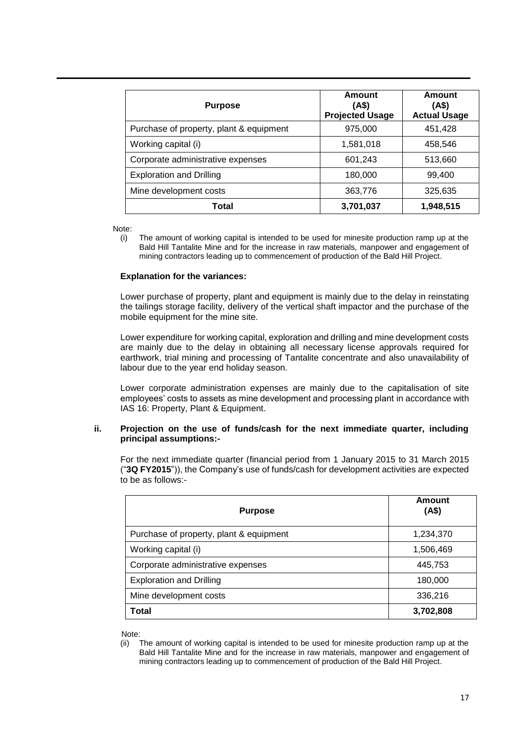| Purpose | Amount (A$) Projected Usage | Amount (A$) Actual Usage |
|---|---|---|
| Purchase of property, plant & equipment | 975,000 | 451,428 |
| Working capital (i) | 1,581,018 | 458,546 |
| Corporate administrative expenses | 601,243 | 513,660 |
| Exploration and Drilling | 180,000 | 99,400 |
| Mine development costs | 363,776 | 325,635 |
| **Total** | **3,701,037** | **1,948,515** |

Note:

(i) The amount of working capital is intended to be used for minesite production ramp up at the Bald Hill Tantalite Mine and for the increase in raw materials, manpower and engagement of mining contractors leading up to commencement of production of the Bald Hill Project.

**Explanation for the variances:**

Lower purchase of property, plant and equipment is mainly due to the delay in reinstating the tailings storage facility, delivery of the vertical shaft impactor and the purchase of the mobile equipment for the mine site.

Lower expenditure for working capital, exploration and drilling and mine development costs are mainly due to the delay in obtaining all necessary license approvals required for earthwork, trial mining and processing of Tantalite concentrate and also unavailability of labour due to the year end holiday season.

Lower corporate administration expenses are mainly due to the capitalisation of site employees' costs to assets as mine development and processing plant in accordance with IAS 16: Property, Plant & Equipment.

**ii. Projection on the use of funds/cash for the next immediate quarter, including principal assumptions:-**

For the next immediate quarter (financial period from 1 January 2015 to 31 March 2015 ("**3Q FY2015**")), the Company's use of funds/cash for development activities are expected to be as follows:-

| Purpose | Amount (A$) |
|---|---|
| Purchase of property, plant & equipment | 1,234,370 |
| Working capital (i) | 1,506,469 |
| Corporate administrative expenses | 445,753 |
| Exploration and Drilling | 180,000 |
| Mine development costs | 336,216 |
| **Total** | **3,702,808** |

Note:

(ii) The amount of working capital is intended to be used for minesite production ramp up at the Bald Hill Tantalite Mine and for the increase in raw materials, manpower and engagement of mining contractors leading up to commencement of production of the Bald Hill Project.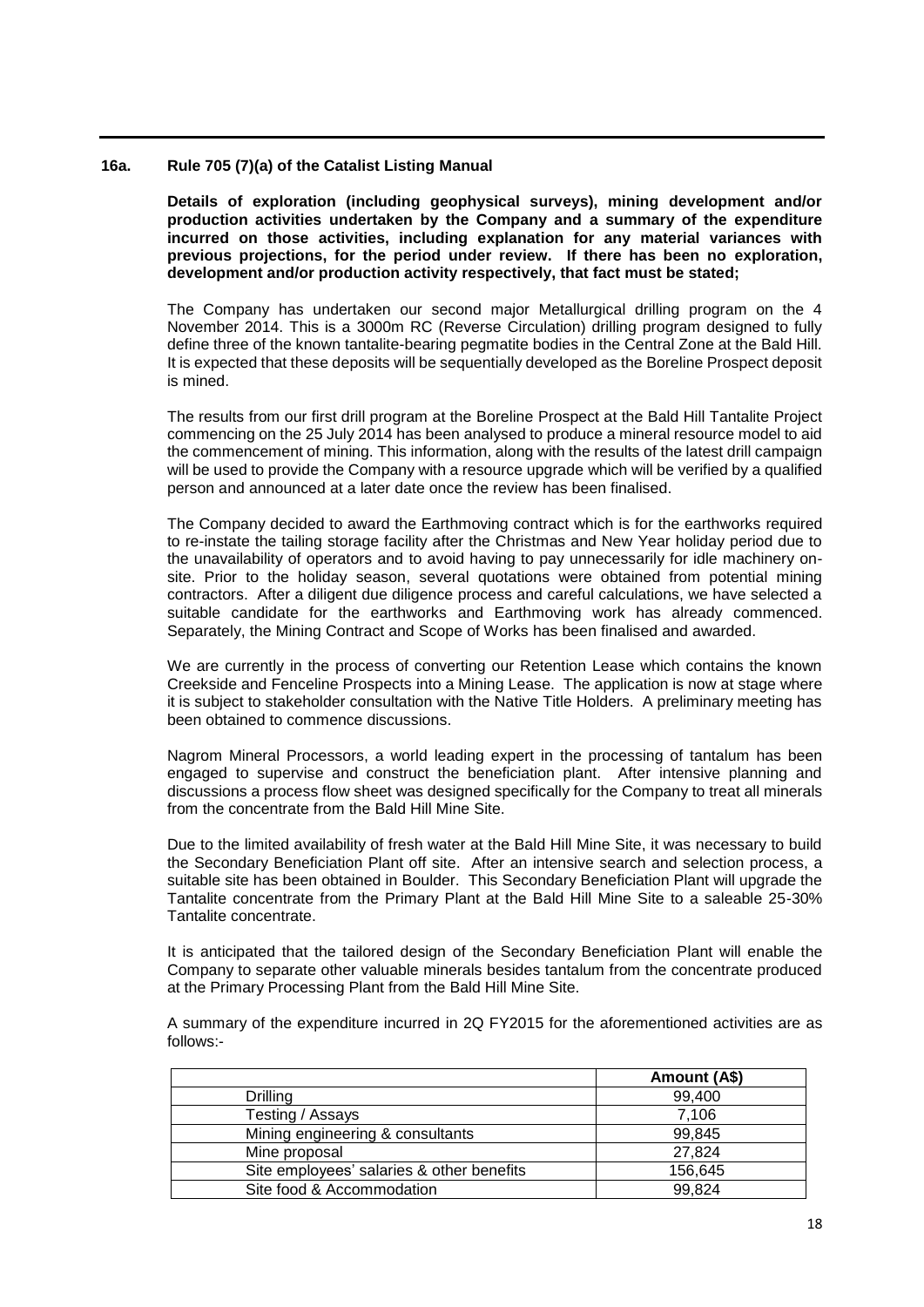## 16a. Rule 705 (7)(a) of the Catalist Listing Manual

**Details of exploration (including geophysical surveys), mining development and/or production activities undertaken by the Company and a summary of the expenditure incurred on those activities, including explanation for any material variances with previous projections, for the period under review. If there has been no exploration, development and/or production activity respectively, that fact must be stated;**

The Company has undertaken our second major Metallurgical drilling program on the 4 November 2014. This is a 3000m RC (Reverse Circulation) drilling program designed to fully define three of the known tantalite-bearing pegmatite bodies in the Central Zone at the Bald Hill. It is expected that these deposits will be sequentially developed as the Boreline Prospect deposit is mined.

The results from our first drill program at the Boreline Prospect at the Bald Hill Tantalite Project commencing on the 25 July 2014 has been analysed to produce a mineral resource model to aid the commencement of mining. This information, along with the results of the latest drill campaign will be used to provide the Company with a resource upgrade which will be verified by a qualified person and announced at a later date once the review has been finalised.

The Company decided to award the Earthmoving contract which is for the earthworks required to re-instate the tailing storage facility after the Christmas and New Year holiday period due to the unavailability of operators and to avoid having to pay unnecessarily for idle machinery on-site. Prior to the holiday season, several quotations were obtained from potential mining contractors. After a diligent due diligence process and careful calculations, we have selected a suitable candidate for the earthworks and Earthmoving work has already commenced. Separately, the Mining Contract and Scope of Works has been finalised and awarded.

We are currently in the process of converting our Retention Lease which contains the known Creekside and Fenceline Prospects into a Mining Lease. The application is now at stage where it is subject to stakeholder consultation with the Native Title Holders. A preliminary meeting has been obtained to commence discussions.

Nagrom Mineral Processors, a world leading expert in the processing of tantalum has been engaged to supervise and construct the beneficiation plant. After intensive planning and discussions a process flow sheet was designed specifically for the Company to treat all minerals from the concentrate from the Bald Hill Mine Site.

Due to the limited availability of fresh water at the Bald Hill Mine Site, it was necessary to build the Secondary Beneficiation Plant off site. After an intensive search and selection process, a suitable site has been obtained in Boulder. This Secondary Beneficiation Plant will upgrade the Tantalite concentrate from the Primary Plant at the Bald Hill Mine Site to a saleable 25-30% Tantalite concentrate.

It is anticipated that the tailored design of the Secondary Beneficiation Plant will enable the Company to separate other valuable minerals besides tantalum from the concentrate produced at the Primary Processing Plant from the Bald Hill Mine Site.

A summary of the expenditure incurred in 2Q FY2015 for the aforementioned activities are as follows:-

| | Amount (A$) |
|---|---|
| Drilling | 99,400 |
| Testing / Assays | 7,106 |
| Mining engineering & consultants | 99,845 |
| Mine proposal | 27,824 |
| Site employees' salaries & other benefits | 156,645 |
| Site food & Accommodation | 99,824 |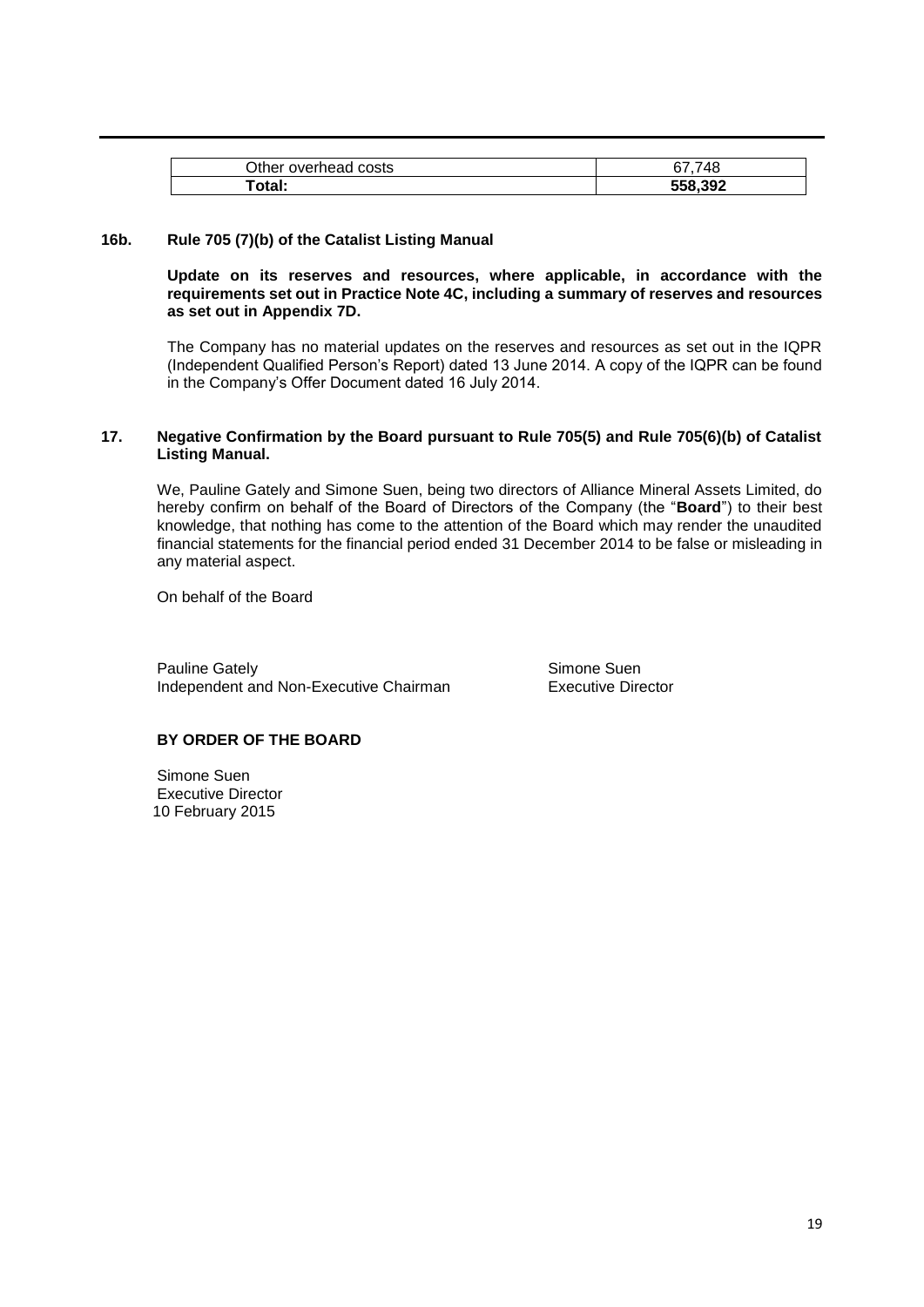| | |
|---|---|
| Other overhead costs | 67,748 |
| **Total:** | **558,392** |

**16b. Rule 705 (7)(b) of the Catalist Listing Manual**

**Update on its reserves and resources, where applicable, in accordance with the requirements set out in Practice Note 4C, including a summary of reserves and resources as set out in Appendix 7D.**

The Company has no material updates on the reserves and resources as set out in the IQPR (Independent Qualified Person's Report) dated 13 June 2014. A copy of the IQPR can be found in the Company's Offer Document dated 16 July 2014.

**17. Negative Confirmation by the Board pursuant to Rule 705(5) and Rule 705(6)(b) of Catalist Listing Manual.**

We, Pauline Gately and Simone Suen, being two directors of Alliance Mineral Assets Limited, do hereby confirm on behalf of the Board of Directors of the Company (the "**Board**") to their best knowledge, that nothing has come to the attention of the Board which may render the unaudited financial statements for the financial period ended 31 December 2014 to be false or misleading in any material aspect.

On behalf of the Board

Pauline Gately
Independent and Non-Executive Chairman

Simone Suen
Executive Director

**BY ORDER OF THE BOARD**

Simone Suen
Executive Director
10 February 2015